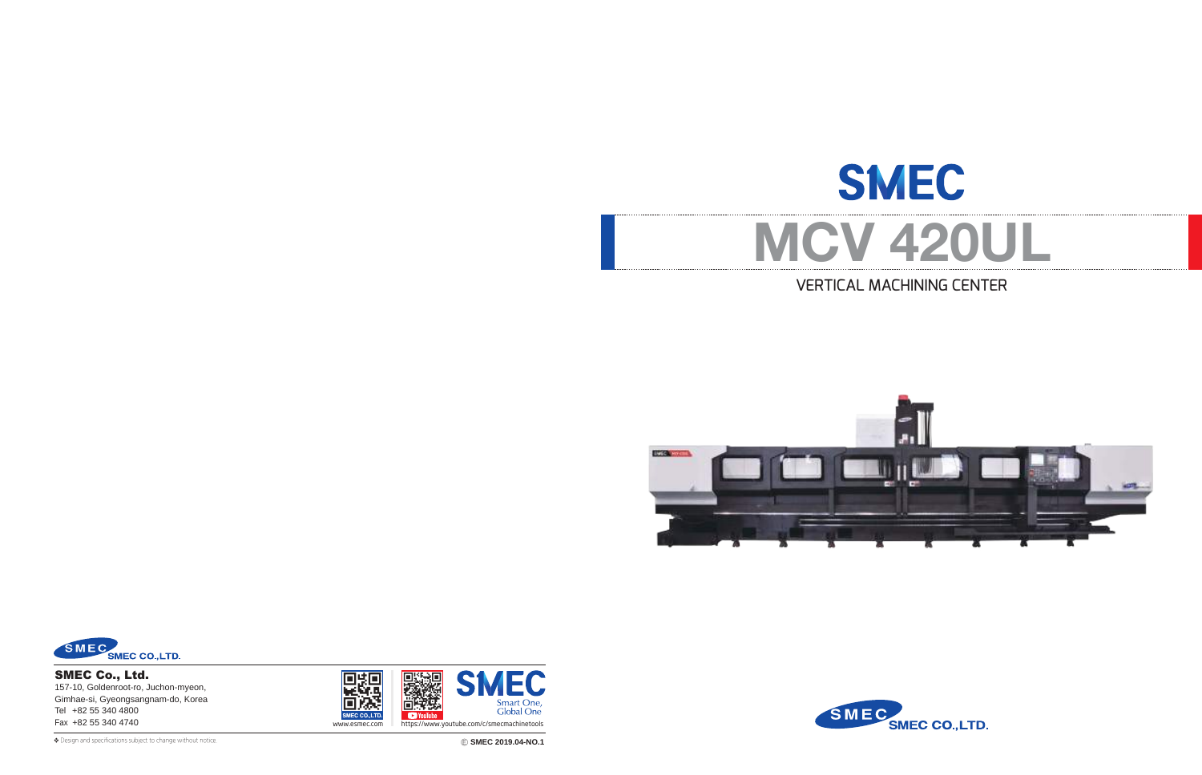# SMEC

# MCV 420UL

## VERTICAL MACHINING CENTER

SMEC CO.,LTD.

SMEC CO.,LTD.

**SMEC Co., Ltd.**
157-10, Goldenroot-ro, Juchon-myeon,
Gimhae-si, Gyeongsangnam-do, Korea
Tel +82 55 340 4800
Fax +82 55 340 4740

SMEC CO.,LTD.
www.esmec.com

YouTube
https://www.youtube.com/c/smecmachinetools

SMEC
Smart One,
Global One

❖ Design and specifications subject to change without notice

ⓒ SMEC 2019.04-NO.1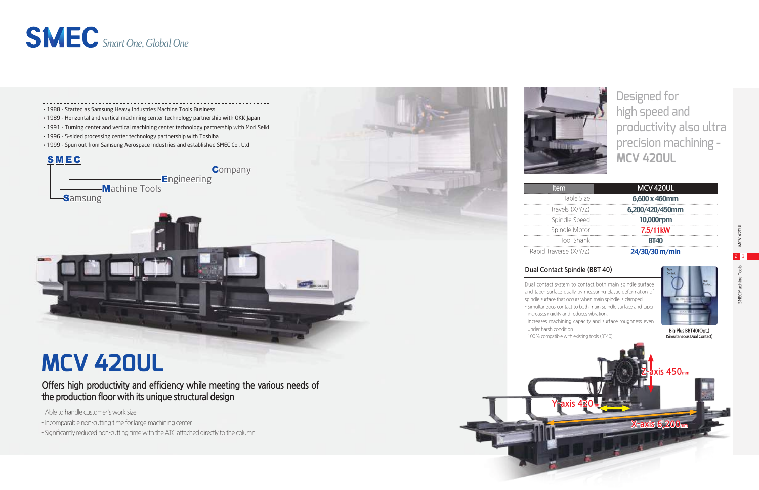# SMEC *Smart One, Global One*

- 1988 - Started as Samsung Heavy Industries Machine Tools Business
- 1989 - Horizontal and vertical machining center technology partnership with OKK Japan
- 1991 - Turning center and vertical machining center technology partnership with Mori Seiki
- 1996 - 5-sided processing center technology partnership with Toshiba
- 1999 - Spun out from Samsung Aerospace Industries and established SMEC Co., Ltd

**S M E C**

- **C**ompany
- **E**ngineering
- **M**achine Tools
- **S**amsung

# MCV 420UL

## Offers high productivity and efficiency while meeting the various needs of the production floor with its unique structural design

- Able to handle customer's work size
- Incomparable non-cutting time for large machining center
- Significantly reduced non-cutting time with the ATC attached directly to the column

## Designed for high speed and productivity also ultra precision machining - MCV 420UL

| Item | MCV 420UL |
| --- | --- |
| Table Size | 6,600 x 460mm |
| Travels (X/Y/Z) | 6,200/420/450mm |
| Spindle Speed | 10,000rpm |
| Spindle Motor | 7.5/11kW |
| Tool Shank | BT40 |
| Rapid Traverse (X/Y/Z) | 24/30/30 m/min |

### Dual Contact Spindle (BBT 40)

Dual contact system to contact both main spindle surface and taper surface dually by measuring elastic deformation of spindle surface that occurs when main spindle is clamped.

- Simultaneous contact to both main spindle surface and taper increases rigidity and reduces vibration.
- Increases machining capacity and surface roughness even under harsh condition.
- 100% compatible with existing tools (BT40)

Taper Contact / Face Contact

Big Plus BBT40(Opt.) (Simultaneous Dual Contact)

Z-axis 450mm

Y-axis 420mm

X-axis 6,200mm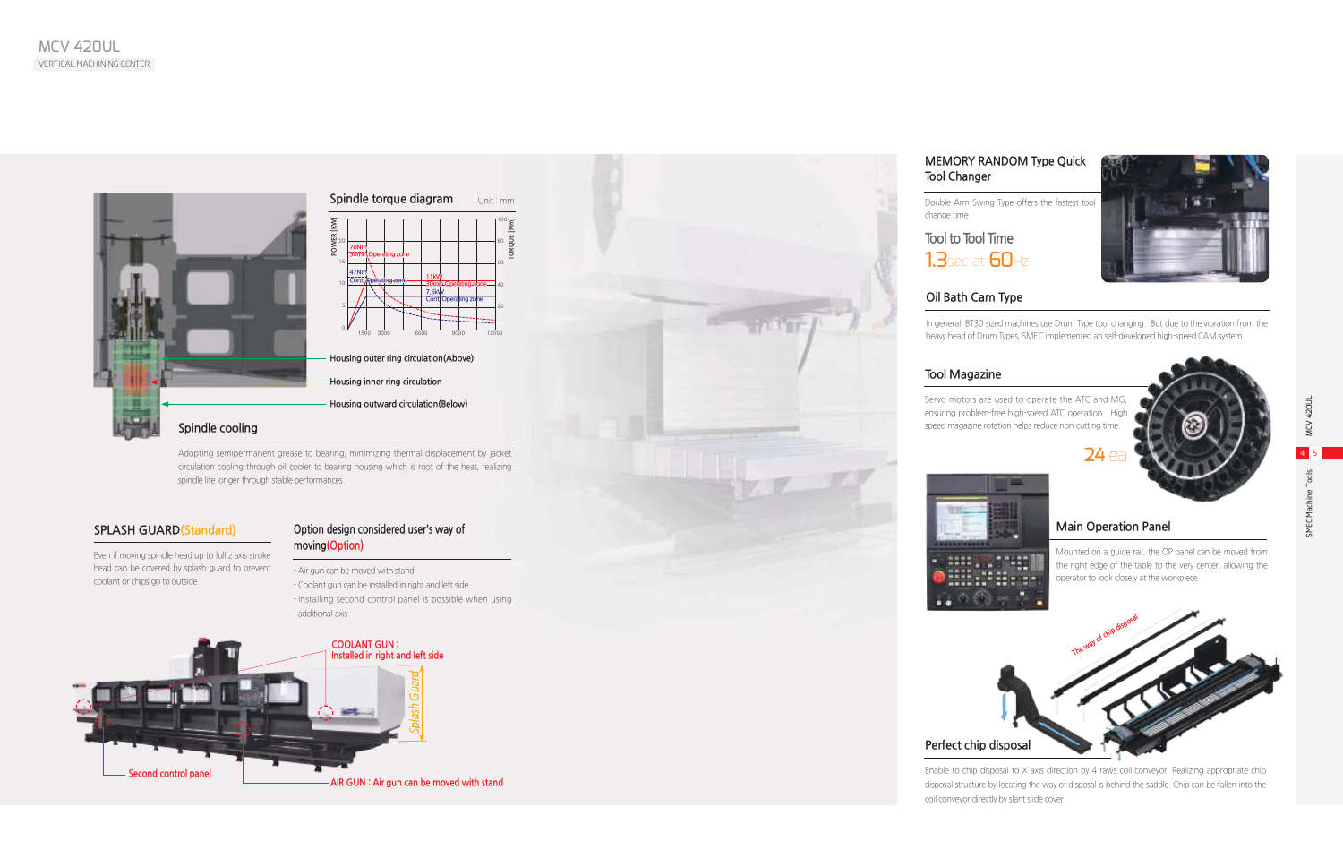## Spindle torque diagram

Unit : mm

- Housing outer ring circulation(Above)
- Housing inner ring circulation
- Housing outward circulation(Below)

## Spindle cooling

Adopting semipermanent grease to bearing, minimizing thermal displacement by jacket circulation cooling through oil cooler to bearing housing which is root of the heat, realizing spindle life longer through stable performances.

## SPLASH GUARD(Standard)

Even if moving spindle head up to full z axis stroke head can be covered by splash guard to prevent coolant or chips go to outside.

## Option design considered user's way of moving(Option)

- Air gun can be moved with stand
- Coolant gun can be installed in right and left side
- Installing second control panel is possible when using additional axis

COOLANT GUN : Installed in right and left side

Splash Guard

Second control panel

AIR GUN : Air gun can be moved with stand

## MEMORY RANDOM Type Quick Tool Changer

Double Arm Swing Type offers the fastest tool change time

Tool to Tool Time

1.3sec at 60Hz

## Oil Bath Cam Type

In general, BT30 sized machines use Drum Type tool changing. But due to the vibration from the heavy head of Drum Types, SMEC implemented an self-developed high-speed CAM system.

## Tool Magazine

Servo motors are used to operate the ATC and MG, ensuring problem-free high-speed ATC operation. High speed magazine rotation helps reduce non-cutting time.

24 ea

## Main Operation Panel

Mounted on a guide rail, the OP panel can be moved from the right edge of the table to the very center, allowing the operator to look closely at the workpiece.

The way of chip disposal

## Perfect chip disposal

Enable to chip disposal to X axis direction by 4 raws coil conveyor. Realizing appropriate chip disposal structure by locating the way of disposal is behind the saddle. Chip can be fallen into the coil conveyor directly by slant slide cover.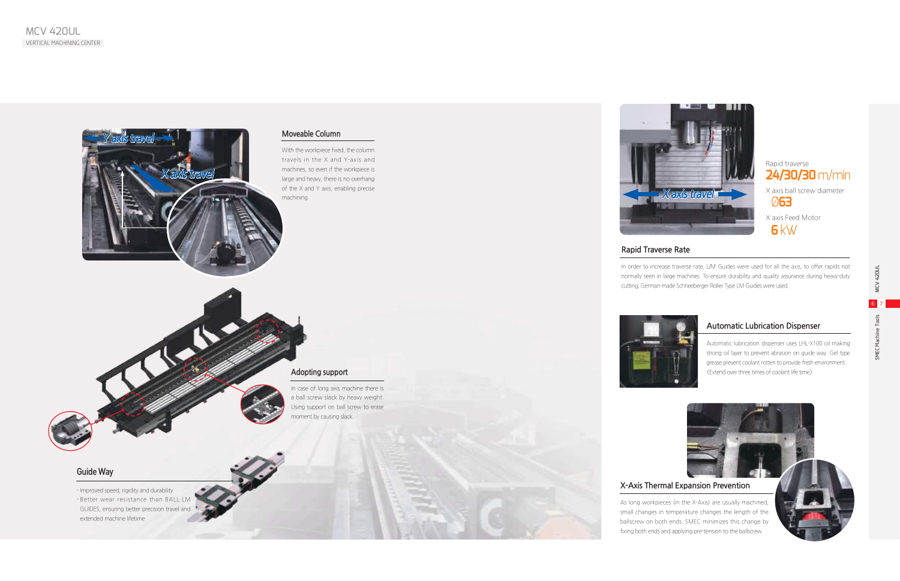# MCV 420UL

VERTICAL MACHINING CENTER

## Moveable Column

With the workpiece fixed, the column travels in the X and Y-axis and machines, so even if the workpiece is large and heavy, there is no overhang of the X and Y axis, enabling precise machining.

## Adopting support

In case of long axis machine there is a ball screw slack by heavy weight. Using support on ball screw to erase moment by causing slack.

## Guide Way

- Improved speed, rigidity and durability
- Better wear resistance than BALL LM GUIDES, ensuring better precision travel and extended machine lifetime

Rapid traverse
**24/30/30** m/min

X axis ball screw diameter
**Ø63**

X axis Feed Motor
**6** kW

## Rapid Traverse Rate

In order to increase traverse rate, L/M Guides were used for all the axis, to offer rapids not normally seen in large machines. To ensure durability and quality assurance during heavy-duty cutting, German-made Schneeberger Roller Type LM Guides were used.

## Automatic Lubrication Dispenser

Automatic lubrication dispenser uses LHL-X100 oil making strong oil layer to prevent abrasion on guide way. Gel type grease prevent coolant rotten to provide fresh environment. <Extend over three times of coolant life time>

## X-Axis Thermal Expansion Prevention

As long workpieces (in the X-Axis) are usually machined, small changes in temperature changes the length of the ballscrew on both ends. SMEC minimizes this change by fixing both ends and applying pre-tension to the ballscrew.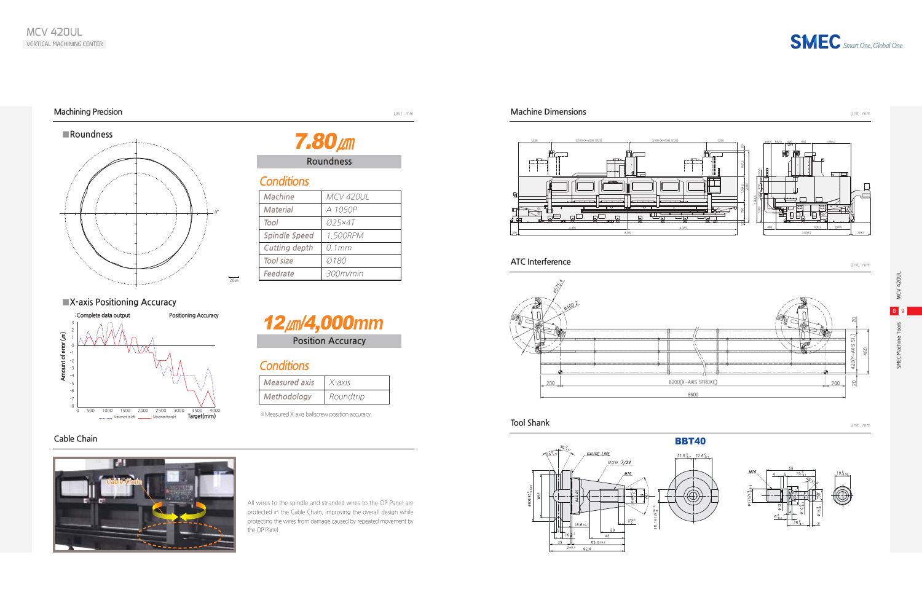## Machining Precision

Unit : mm

### Roundness

**7.80㎛**

Roundness

#### Conditions

| | |
|---|---|
| Machine | MCV 420UL |
| Material | A 1050P |
| Tool | Ø25×4T |
| Spindle Speed | 1,500RPM |
| Cutting depth | 0.1mm |
| Tool size | Ø180 |
| Feedrate | 300m/min |

### X-axis Positioning Accuracy

**12㎛/4,000mm**

Position Accuracy

#### Conditions

| | |
|---|---|
| Measured axis | X-axis |
| Methodology | Roundtrip |

※Measured X-axis ballscrew position accuracy.

## Cable Chain

All wires to the spindle and stranded wires to the OP Panel are protected in the Cable Chain, improving the overall design while protecting the wires from damage caused by repeated movement by the OP Panel.

## Machine Dimensions

Unit : mm

## ATC Interference

Unit : mm

## Tool Shank

Unit : mm

**BBT40**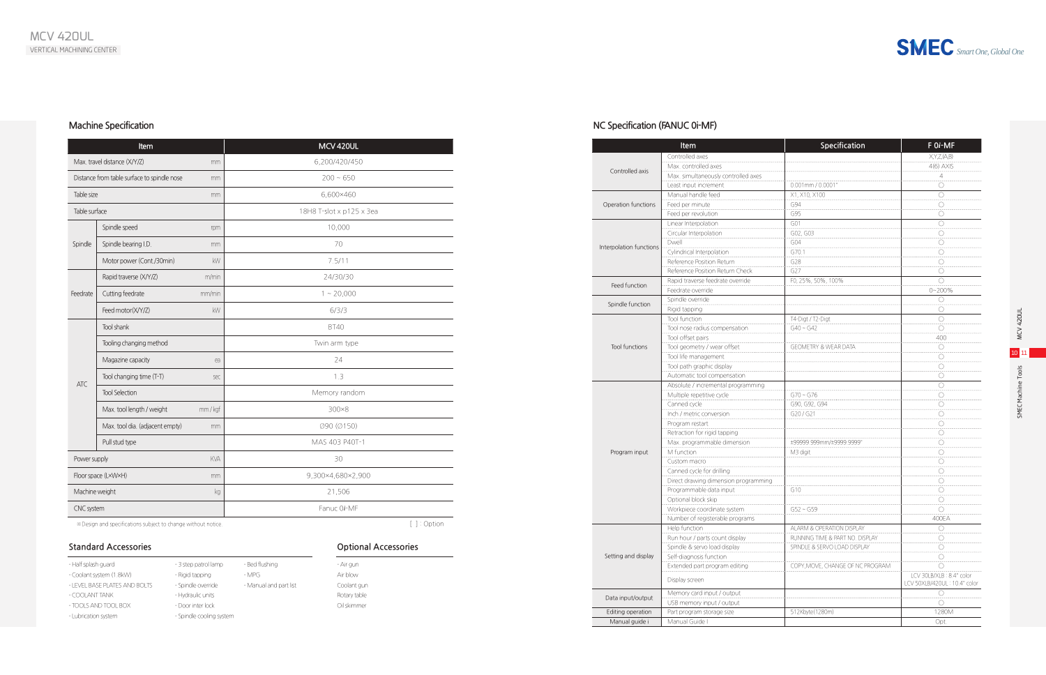# MCV 420UL

VERTICAL MACHINING CENTER

## Machine Specification

| Item | | | MCV 420UL |
|---|---|---|---|
| Max. travel distance (X/Y/Z) | | mm | 6,200/420/450 |
| Distance from table surface to spindle nose | | mm | 200 ~ 650 |
| Table size | | mm | 6,600×460 |
| Table surface | | | 18H8 T-slot x p125 x 3ea |
| Spindle | Spindle speed | rpm | 10,000 |
| | Spindle bearing I.D. | mm | 70 |
| | Motor power (Cont./30min) | kW | 7.5/11 |
| Feedrate | Rapid traverse (X/Y/Z) | m/min | 24/30/30 |
| | Cutting feedrate | mm/min | 1 ~ 20,000 |
| | Feed motor(X/Y/Z) | kW | 6/3/3 |
| ATC | Tool shank | | BT40 |
| | Tooling changing method | | Twin arm type |
| | Magazine capacity | ea | 24 |
| | Tool changing time (T-T) | sec | 1.3 |
| | Tool Selection | | Memory random |
| | Max. tool length / weight | mm / kgf | 300×8 |
| | Max. tool dia. (adjacent empty) | mm | Ø90 (Ø150) |
| | Pull stud type | | MAS 403 P40T-1 |
| Power supply | | KVA | 30 |
| Floor space (L×W×H) | | mm | 9,300×4,680×2,900 |
| Machine weight | | kg | 21,506 |
| CNC system | | | Fanuc 0i-MF |

※Design and specifications subject to change without notice.

[ ] : Option

## Standard Accessories

- Half splash guard
- Coolant system (1.8kW)
- LEVEL BASE PLATES AND BOLTS
- COOLANT TANK
- TOOLS AND TOOL BOX
- Lubrication system
- 3 step patrol lamp
- Rigid tapping
- Spindle override
- Hydraulic units
- Door inter lock
- Spindle cooling system
- Bed flushing
- MPG
- Manual and part list

## Optional Accessories

- Air gun
- Air blow
- Coolant gun
- Rotary table
- Oil skimmer

## NC Specification (FANUC 0i-MF)

| Item | | Specification | F 0i-MF |
|---|---|---|---|
| Controlled axis | Controlled axes | | X,Y,Z,(A,B) |
| | Max. controlled axes | | 4(6) AXIS |
| | Max. simultaneously controlled axes | | 4 |
| | Least input increment | 0.001mm / 0.0001" | ○ |
| Operation functions | Manual handle feed | X1, X10, X100 | ○ |
| | Feed per minute | G94 | ○ |
| | Feed per revolution | G95 | ○ |
| Interpolation functions | Linear Interpolation | G01 | ○ |
| | Circular Interpolation | G02, G03 | ○ |
| | Dwell | G04 | ○ |
| | Cylindrical Interpolation | G70.1 | ○ |
| | Reference Position Return | G28 | ○ |
| | Reference Position Return Check | G27 | ○ |
| Feed function | Rapid traverse feedrate override | F0, 25%, 50%, 100% | ○ |
| | Feedrate override | | 0~200% |
| Spindle function | Spindle override | | ○ |
| | Rigid tapping | | ○ |
| Tool functions | Tool function | T4-Digt / T2-Digt | ○ |
| | Tool nose radius compensation | G40 ~ G42 | ○ |
| | Tool offset pairs | | 400 |
| | Tool geometry / wear offset | GEOMETRY & WEAR DATA | ○ |
| | Tool life management | | ○ |
| | Tool path graphic display | | ○ |
| | Automatic tool compensation | | ○ |
| Program input | Absolute / incremental programming | | ○ |
| | Multiple repetitive cycle | G70 ~ G76 | ○ |
| | Canned cycle | G90, G92, G94 | ○ |
| | Inch / metric conversion | G20 / G21 | ○ |
| | Program restart | | ○ |
| | Retraction for rigid tapping | | ○ |
| | Max. programmable dimension | ±99999.999mm/±9999.9999" | ○ |
| | M function | M3 digit | ○ |
| | Custom macro | | ○ |
| | Canned cycle for drilling | | ○ |
| | Direct drawing dimension programming | | ○ |
| | Programmable data input | G10 | ○ |
| | Optional block skip | | ○ |
| | Workpiece coordinate system | G52 ~ G59 | ○ |
| | Number of registerable programs | | 400EA |
| Setting and display | Help function | ALARM & OPERATION DISPLAY | ○ |
| | Run hour / parts count display | RUNNING TIME & PART NO. DISPLAY | ○ |
| | Spindle & servo load display | SPINDLE & SERVO LOAD DISPLAY | ○ |
| | Self-diagnosis function | | ○ |
| | Extended part program editing | COPY, MOVE, CHANGE OF NC PROGRAM | ○ |
| | Display screen | | LCV 30LB/XLB : 8.4" color<br>LCV 50XLB/420UL : 10.4" color |
| Data input/output | Memory card input / output | | ○ |
| | USB memory input / output | | ○ |
| Editing operation | Part program storage size | 512Kbyte(1280m) | 1280M |
| Manual guide i | Manual Guide I | | Opt |